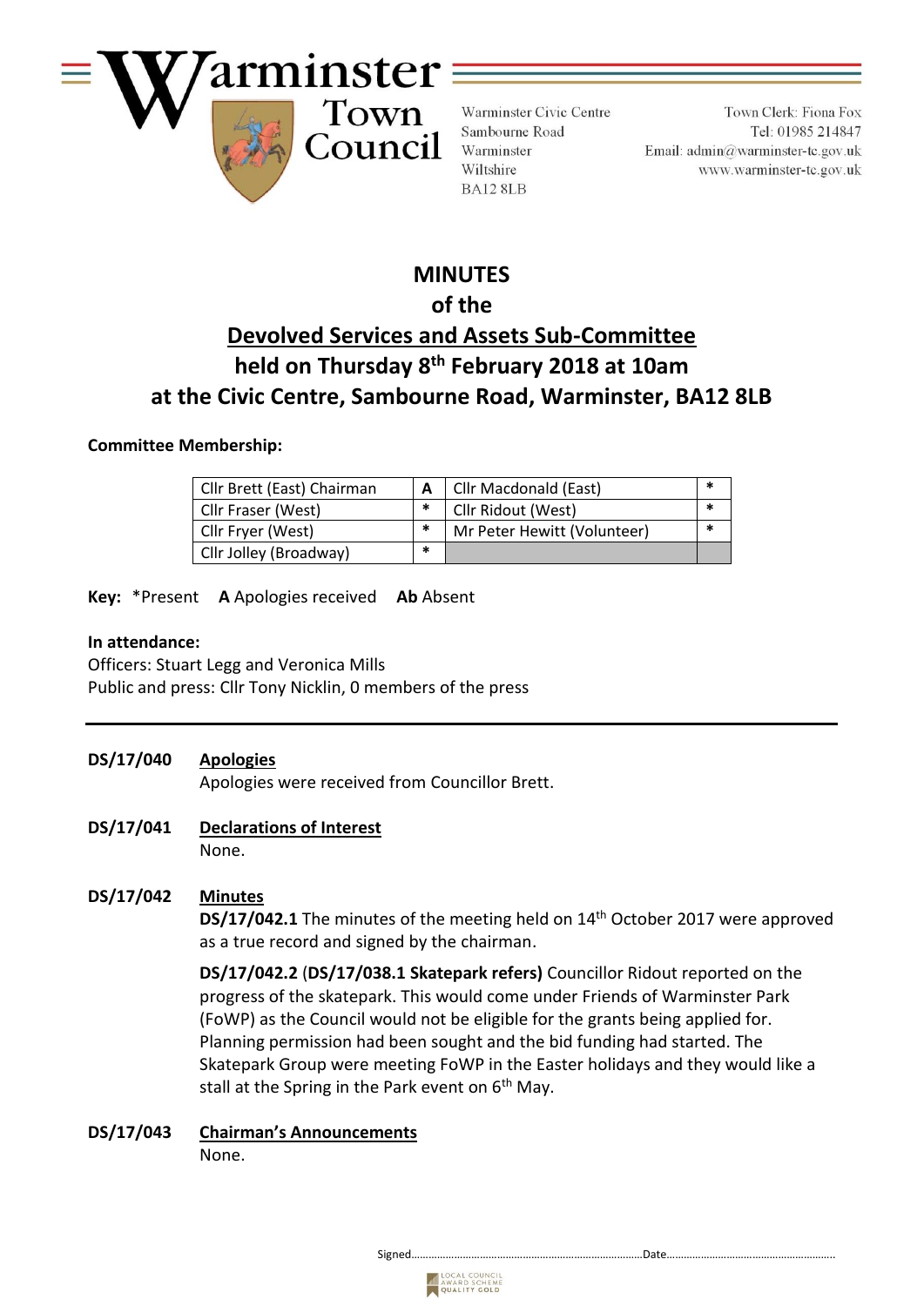Warminster Town Council

Warminster Civic Centre
Sambourne Road
Warminster
Wiltshire
BA12 8LB

Town Clerk: Fiona Fox
Tel: 01985 214847
Email: admin@warminster-tc.gov.uk
www.warminster-tc.gov.uk

# MINUTES
## of the
## Devolved Services and Assets Sub-Committee
## held on Thursday 8th February 2018 at 10am
## at the Civic Centre, Sambourne Road, Warminster, BA12 8LB

**Committee Membership:**

| | | | |
|---|---|---|---|
| Cllr Brett (East) Chairman | A | Cllr Macdonald (East) | * |
| Cllr Fraser (West) | * | Cllr Ridout (West) | * |
| Cllr Fryer (West) | * | Mr Peter Hewitt (Volunteer) | * |
| Cllr Jolley (Broadway) | * | | |

**Key:** *Present **A** Apologies received **Ab** Absent

**In attendance:**
Officers: Stuart Legg and Veronica Mills
Public and press: Cllr Tony Nicklin, 0 members of the press

---

**DS/17/040** **Apologies**
Apologies were received from Councillor Brett.

**DS/17/041** **Declarations of Interest**
None.

**DS/17/042** **Minutes**
**DS/17/042.1** The minutes of the meeting held on 14th October 2017 were approved as a true record and signed by the chairman.

**DS/17/042.2** (**DS/17/038.1 Skatepark refers)** Councillor Ridout reported on the progress of the skatepark. This would come under Friends of Warminster Park (FoWP) as the Council would not be eligible for the grants being applied for. Planning permission had been sought and the bid funding had started. The Skatepark Group were meeting FoWP in the Easter holidays and they would like a stall at the Spring in the Park event on 6th May.

**DS/17/043** **Chairman's Announcements**
None.

Signed……………………………………………………………………Date…………………………………………………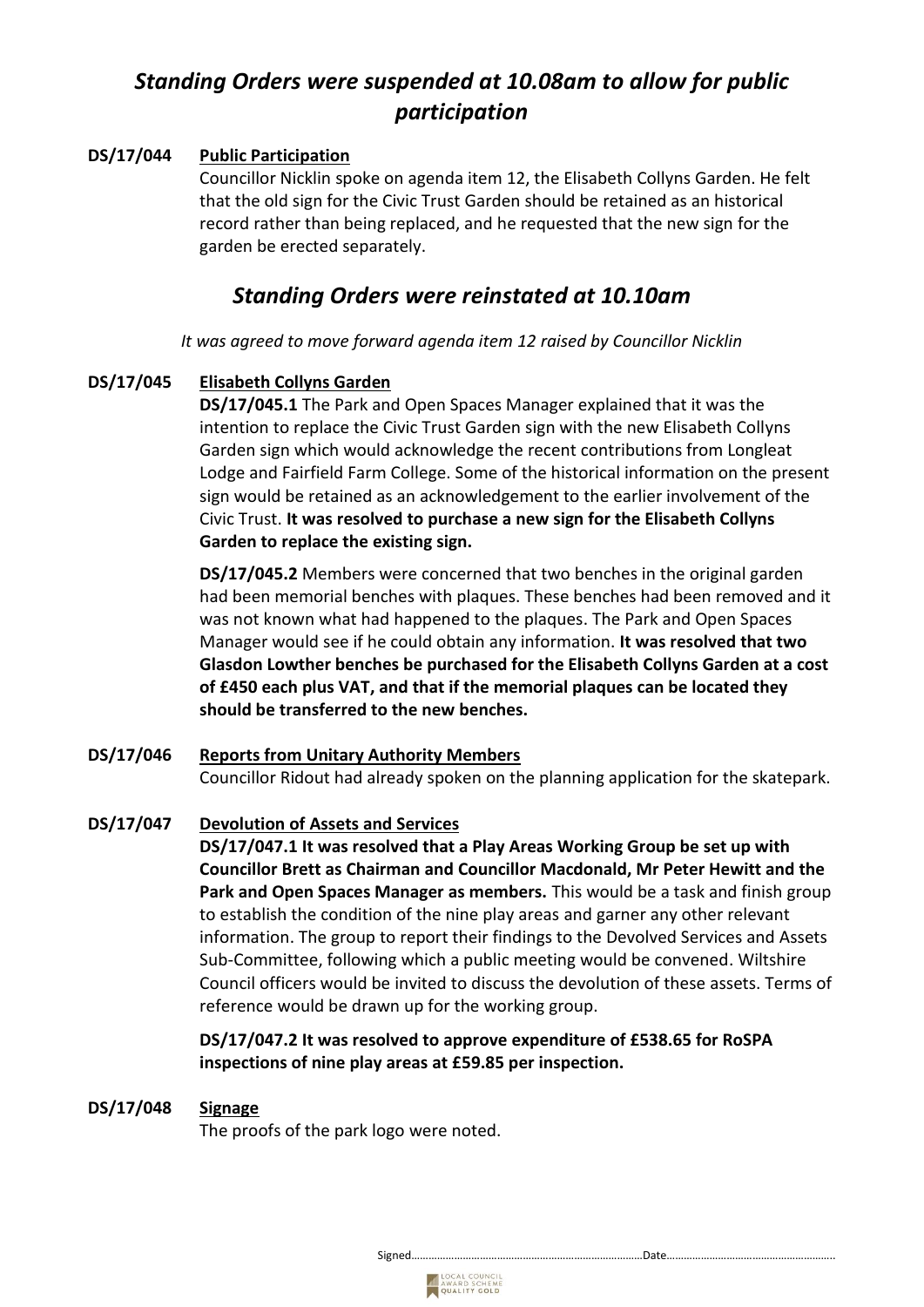## *Standing Orders were suspended at 10.08am to allow for public participation*

**DS/17/044** **Public Participation**

Councillor Nicklin spoke on agenda item 12, the Elisabeth Collyns Garden. He felt that the old sign for the Civic Trust Garden should be retained as an historical record rather than being replaced, and he requested that the new sign for the garden be erected separately.

## *Standing Orders were reinstated at 10.10am*

*It was agreed to move forward agenda item 12 raised by Councillor Nicklin*

**DS/17/045** **Elisabeth Collyns Garden**

**DS/17/045.1** The Park and Open Spaces Manager explained that it was the intention to replace the Civic Trust Garden sign with the new Elisabeth Collyns Garden sign which would acknowledge the recent contributions from Longleat Lodge and Fairfield Farm College. Some of the historical information on the present sign would be retained as an acknowledgement to the earlier involvement of the Civic Trust. **It was resolved to purchase a new sign for the Elisabeth Collyns Garden to replace the existing sign.**

**DS/17/045.2** Members were concerned that two benches in the original garden had been memorial benches with plaques. These benches had been removed and it was not known what had happened to the plaques. The Park and Open Spaces Manager would see if he could obtain any information. **It was resolved that two Glasdon Lowther benches be purchased for the Elisabeth Collyns Garden at a cost of £450 each plus VAT, and that if the memorial plaques can be located they should be transferred to the new benches.**

**DS/17/046** **Reports from Unitary Authority Members**

Councillor Ridout had already spoken on the planning application for the skatepark.

**DS/17/047** **Devolution of Assets and Services**

**DS/17/047.1 It was resolved that a Play Areas Working Group be set up with Councillor Brett as Chairman and Councillor Macdonald, Mr Peter Hewitt and the Park and Open Spaces Manager as members.** This would be a task and finish group to establish the condition of the nine play areas and garner any other relevant information. The group to report their findings to the Devolved Services and Assets Sub-Committee, following which a public meeting would be convened. Wiltshire Council officers would be invited to discuss the devolution of these assets. Terms of reference would be drawn up for the working group.

**DS/17/047.2 It was resolved to approve expenditure of £538.65 for RoSPA inspections of nine play areas at £59.85 per inspection.**

**DS/17/048** **Signage**

The proofs of the park logo were noted.

Signed……………………………………………………………………Date…………………………………………………..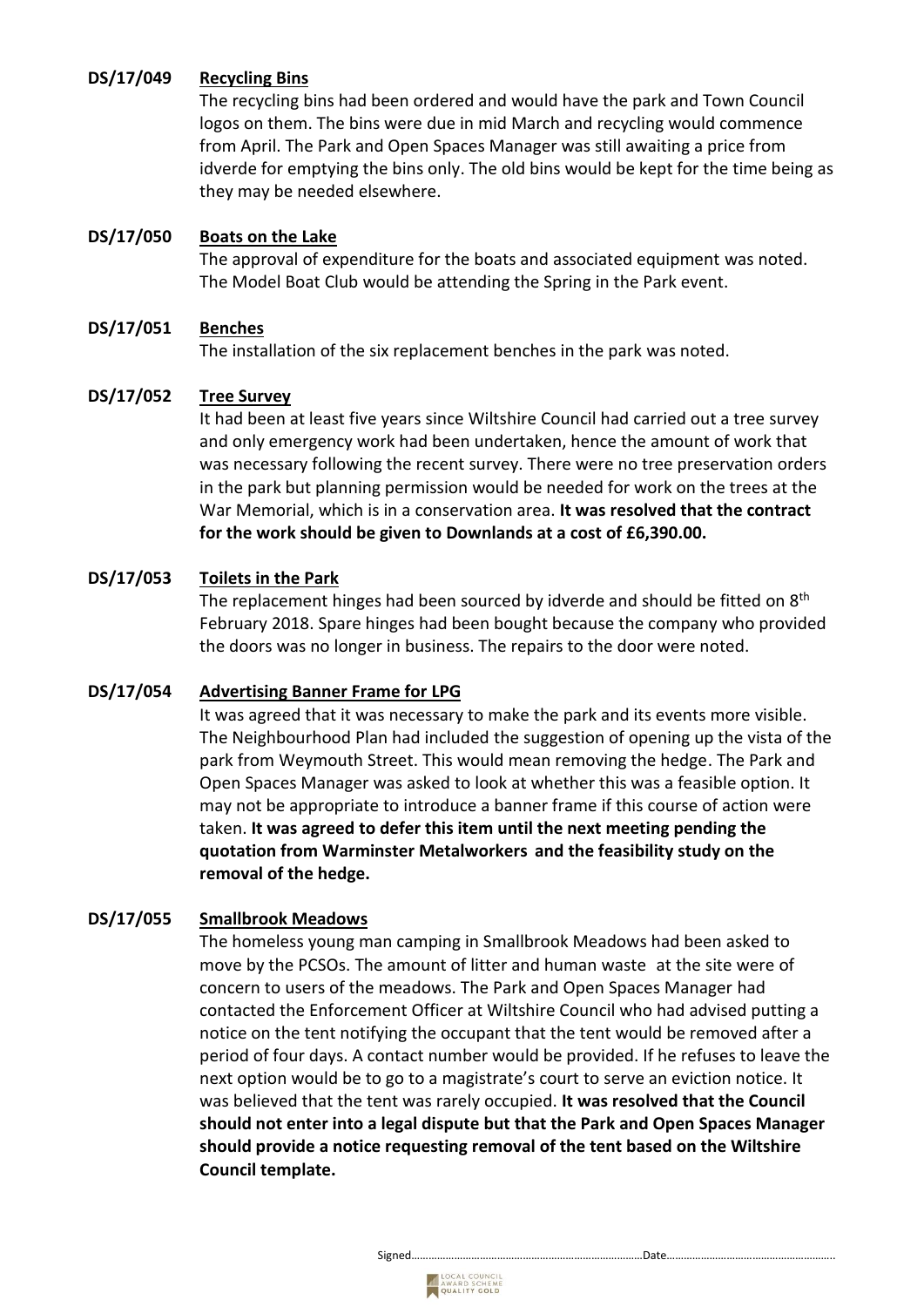**DS/17/049** **Recycling Bins**

The recycling bins had been ordered and would have the park and Town Council logos on them. The bins were due in mid March and recycling would commence from April. The Park and Open Spaces Manager was still awaiting a price from idverde for emptying the bins only. The old bins would be kept for the time being as they may be needed elsewhere.

**DS/17/050** **Boats on the Lake**

The approval of expenditure for the boats and associated equipment was noted. The Model Boat Club would be attending the Spring in the Park event.

**DS/17/051** **Benches**

The installation of the six replacement benches in the park was noted.

**DS/17/052** **Tree Survey**

It had been at least five years since Wiltshire Council had carried out a tree survey and only emergency work had been undertaken, hence the amount of work that was necessary following the recent survey. There were no tree preservation orders in the park but planning permission would be needed for work on the trees at the War Memorial, which is in a conservation area. **It was resolved that the contract for the work should be given to Downlands at a cost of £6,390.00.**

**DS/17/053** **Toilets in the Park**

The replacement hinges had been sourced by idverde and should be fitted on 8th February 2018. Spare hinges had been bought because the company who provided the doors was no longer in business. The repairs to the door were noted.

**DS/17/054** **Advertising Banner Frame for LPG**

It was agreed that it was necessary to make the park and its events more visible. The Neighbourhood Plan had included the suggestion of opening up the vista of the park from Weymouth Street. This would mean removing the hedge. The Park and Open Spaces Manager was asked to look at whether this was a feasible option. It may not be appropriate to introduce a banner frame if this course of action were taken. **It was agreed to defer this item until the next meeting pending the quotation from Warminster Metalworkers and the feasibility study on the removal of the hedge.**

**DS/17/055** **Smallbrook Meadows**

The homeless young man camping in Smallbrook Meadows had been asked to move by the PCSOs. The amount of litter and human waste at the site were of concern to users of the meadows. The Park and Open Spaces Manager had contacted the Enforcement Officer at Wiltshire Council who had advised putting a notice on the tent notifying the occupant that the tent would be removed after a period of four days. A contact number would be provided. If he refuses to leave the next option would be to go to a magistrate's court to serve an eviction notice. It was believed that the tent was rarely occupied. **It was resolved that the Council should not enter into a legal dispute but that the Park and Open Spaces Manager should provide a notice requesting removal of the tent based on the Wiltshire Council template.**

Signed……………………………………………………………………Date…………………………………………………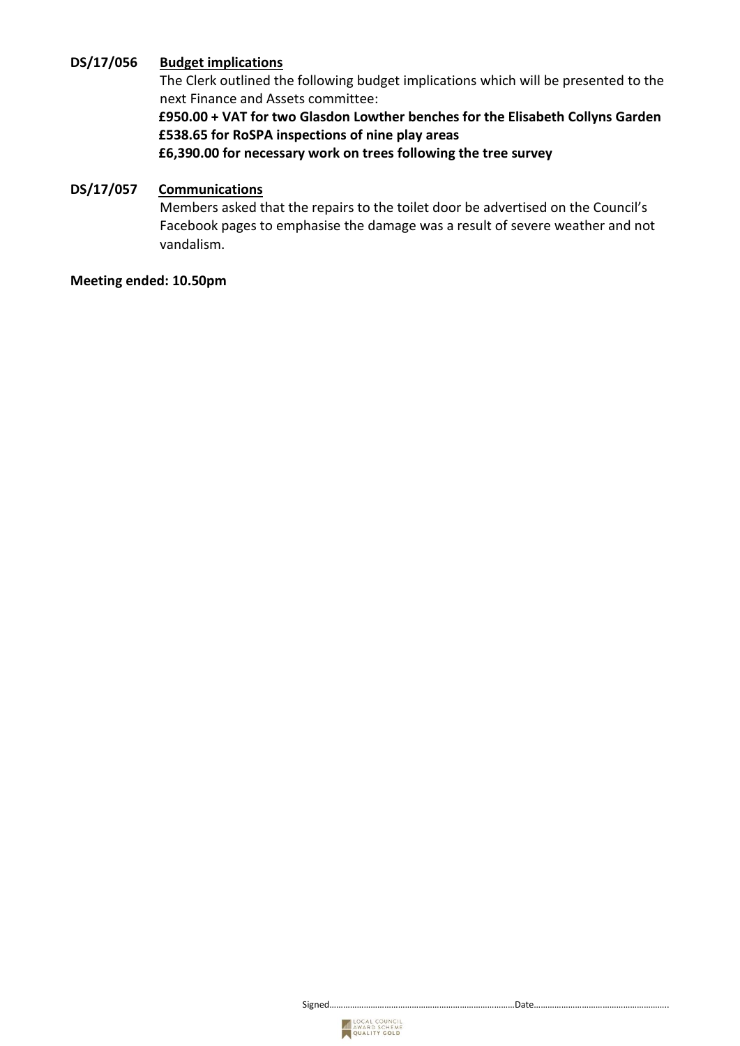**DS/17/056** **Budget implications**

The Clerk outlined the following budget implications which will be presented to the next Finance and Assets committee:

**£950.00 + VAT for two Glasdon Lowther benches for the Elisabeth Collyns Garden**
**£538.65 for RoSPA inspections of nine play areas**
**£6,390.00 for necessary work on trees following the tree survey**

**DS/17/057** **Communications**

Members asked that the repairs to the toilet door be advertised on the Council's Facebook pages to emphasise the damage was a result of severe weather and not vandalism.

**Meeting ended: 10.50pm**

Signed……………………………………………………………………Date………………………………………………….